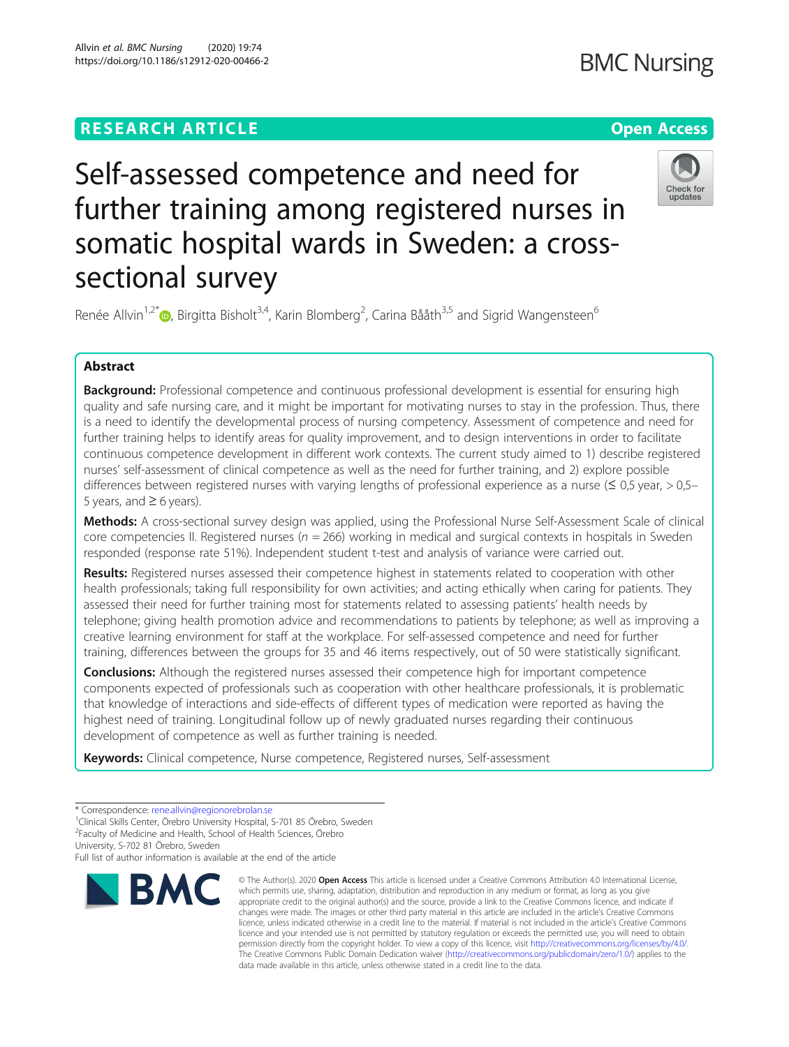RESEARCH ARTICLE

Open Access

# Self-assessed competence and need for further training among registered nurses in somatic hospital wards in Sweden: a cross-sectional survey

Renée Allvin[1,2*], Birgitta Bisholt[3,4], Karin Blomberg[2], Carina Bååth[3,5] and Sigrid Wangensteen[6]

## Abstract

**Background:** Professional competence and continuous professional development is essential for ensuring high quality and safe nursing care, and it might be important for motivating nurses to stay in the profession. Thus, there is a need to identify the developmental process of nursing competency. Assessment of competence and need for further training helps to identify areas for quality improvement, and to design interventions in order to facilitate continuous competence development in different work contexts. The current study aimed to 1) describe registered nurses' self-assessment of clinical competence as well as the need for further training, and 2) explore possible differences between registered nurses with varying lengths of professional experience as a nurse (≤ 0,5 year, > 0,5–5 years, and ≥ 6 years).

**Methods:** A cross-sectional survey design was applied, using the Professional Nurse Self-Assessment Scale of clinical core competencies II. Registered nurses ($n$ = 266) working in medical and surgical contexts in hospitals in Sweden responded (response rate 51%). Independent student t-test and analysis of variance were carried out.

**Results:** Registered nurses assessed their competence highest in statements related to cooperation with other health professionals; taking full responsibility for own activities; and acting ethically when caring for patients. They assessed their need for further training most for statements related to assessing patients' health needs by telephone; giving health promotion advice and recommendations to patients by telephone; as well as improving a creative learning environment for staff at the workplace. For self-assessed competence and need for further training, differences between the groups for 35 and 46 items respectively, out of 50 were statistically significant.

**Conclusions:** Although the registered nurses assessed their competence high for important competence components expected of professionals such as cooperation with other healthcare professionals, it is problematic that knowledge of interactions and side-effects of different types of medication were reported as having the highest need of training. Longitudinal follow up of newly graduated nurses regarding their continuous development of competence as well as further training is needed.

**Keywords:** Clinical competence, Nurse competence, Registered nurses, Self-assessment

---

* Correspondence: rene.allvin@regionorebrolan.se
[1]Clinical Skills Center, Örebro University Hospital, S-701 85 Örebro, Sweden
[2]Faculty of Medicine and Health, School of Health Sciences, Örebro University, S-702 81 Örebro, Sweden
Full list of author information is available at the end of the article

© The Author(s). 2020 **Open Access** This article is licensed under a Creative Commons Attribution 4.0 International License, which permits use, sharing, adaptation, distribution and reproduction in any medium or format, as long as you give appropriate credit to the original author(s) and the source, provide a link to the Creative Commons licence, and indicate if changes were made. The images or other third party material in this article are included in the article's Creative Commons licence, unless indicated otherwise in a credit line to the material. If material is not included in the article's Creative Commons licence and your intended use is not permitted by statutory regulation or exceeds the permitted use, you will need to obtain permission directly from the copyright holder. To view a copy of this licence, visit http://creativecommons.org/licenses/by/4.0/. The Creative Commons Public Domain Dedication waiver (http://creativecommons.org/publicdomain/zero/1.0/) applies to the data made available in this article, unless otherwise stated in a credit line to the data.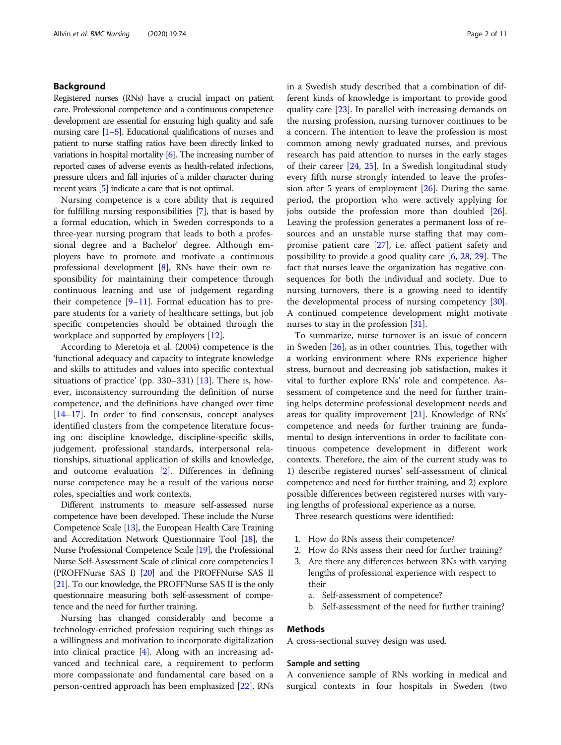## Background

Registered nurses (RNs) have a crucial impact on patient care. Professional competence and a continuous competence development are essential for ensuring high quality and safe nursing care [1–5]. Educational qualifications of nurses and patient to nurse staffing ratios have been directly linked to variations in hospital mortality [6]. The increasing number of reported cases of adverse events as health-related infections, pressure ulcers and fall injuries of a milder character during recent years [5] indicate a care that is not optimal.

Nursing competence is a core ability that is required for fulfilling nursing responsibilities [7], that is based by a formal education, which in Sweden corresponds to a three-year nursing program that leads to both a professional degree and a Bachelor' degree. Although employers have to promote and motivate a continuous professional development [8], RNs have their own responsibility for maintaining their competence through continuous learning and use of judgement regarding their competence [9–11]. Formal education has to prepare students for a variety of healthcare settings, but job specific competencies should be obtained through the workplace and supported by employers [12].

According to Meretoja et al. (2004) competence is the 'functional adequacy and capacity to integrate knowledge and skills to attitudes and values into specific contextual situations of practice' (pp. 330–331) [13]. There is, however, inconsistency surrounding the definition of nurse competence, and the definitions have changed over time [14–17]. In order to find consensus, concept analyses identified clusters from the competence literature focusing on: discipline knowledge, discipline-specific skills, judgement, professional standards, interpersonal relationships, situational application of skills and knowledge, and outcome evaluation [2]. Differences in defining nurse competence may be a result of the various nurse roles, specialties and work contexts.

Different instruments to measure self-assessed nurse competence have been developed. These include the Nurse Competence Scale [13], the European Health Care Training and Accreditation Network Questionnaire Tool [18], the Nurse Professional Competence Scale [19], the Professional Nurse Self-Assessment Scale of clinical core competencies I (PROFFNurse SAS I) [20] and the PROFFNurse SAS II [21]. To our knowledge, the PROFFNurse SAS II is the only questionnaire measuring both self-assessment of competence and the need for further training.

Nursing has changed considerably and become a technology-enriched profession requiring such things as a willingness and motivation to incorporate digitalization into clinical practice [4]. Along with an increasing advanced and technical care, a requirement to perform more compassionate and fundamental care based on a person-centred approach has been emphasized [22]. RNs in a Swedish study described that a combination of different kinds of knowledge is important to provide good quality care [23]. In parallel with increasing demands on the nursing profession, nursing turnover continues to be a concern. The intention to leave the profession is most common among newly graduated nurses, and previous research has paid attention to nurses in the early stages of their career [24, 25]. In a Swedish longitudinal study every fifth nurse strongly intended to leave the profession after 5 years of employment [26]. During the same period, the proportion who were actively applying for jobs outside the profession more than doubled [26]. Leaving the profession generates a permanent loss of resources and an unstable nurse staffing that may compromise patient care [27], i.e. affect patient safety and possibility to provide a good quality care [6, 28, 29]. The fact that nurses leave the organization has negative consequences for both the individual and society. Due to nursing turnovers, there is a growing need to identify the developmental process of nursing competency [30]. A continued competence development might motivate nurses to stay in the profession [31].

To summarize, nurse turnover is an issue of concern in Sweden [26], as in other countries. This, together with a working environment where RNs experience higher stress, burnout and decreasing job satisfaction, makes it vital to further explore RNs' role and competence. Assessment of competence and the need for further training helps determine professional development needs and areas for quality improvement [21]. Knowledge of RNs' competence and needs for further training are fundamental to design interventions in order to facilitate continuous competence development in different work contexts. Therefore, the aim of the current study was to 1) describe registered nurses' self-assessment of clinical competence and need for further training, and 2) explore possible differences between registered nurses with varying lengths of professional experience as a nurse.

Three research questions were identified:

1. How do RNs assess their competence?
2. How do RNs assess their need for further training?
3. Are there any differences between RNs with varying lengths of professional experience with respect to their
   a. Self-assessment of competence?
   b. Self-assessment of the need for further training?

## Methods

A cross-sectional survey design was used.

### Sample and setting

A convenience sample of RNs working in medical and surgical contexts in four hospitals in Sweden (two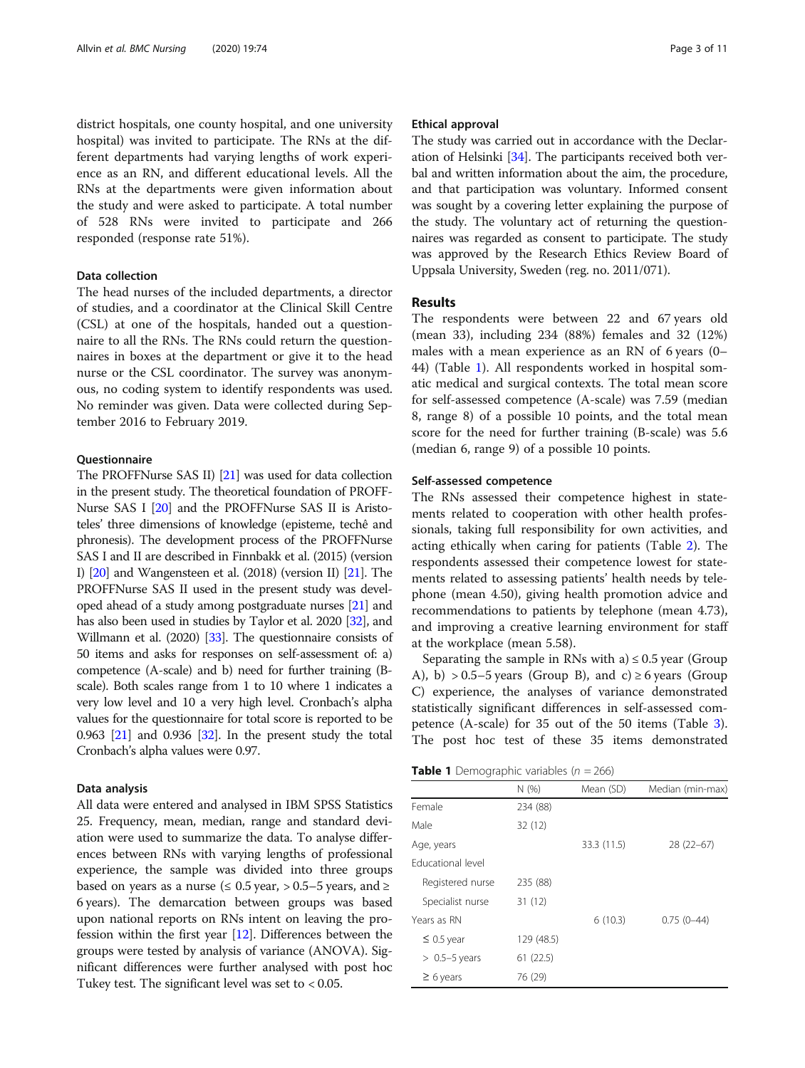district hospitals, one county hospital, and one university hospital) was invited to participate. The RNs at the different departments had varying lengths of work experience as an RN, and different educational levels. All the RNs at the departments were given information about the study and were asked to participate. A total number of 528 RNs were invited to participate and 266 responded (response rate 51%).

### Data collection

The head nurses of the included departments, a director of studies, and a coordinator at the Clinical Skill Centre (CSL) at one of the hospitals, handed out a questionnaire to all the RNs. The RNs could return the questionnaires in boxes at the department or give it to the head nurse or the CSL coordinator. The survey was anonymous, no coding system to identify respondents was used. No reminder was given. Data were collected during September 2016 to February 2019.

### Questionnaire

The PROFFNurse SAS II) [21] was used for data collection in the present study. The theoretical foundation of PROFFNurse SAS I [20] and the PROFFNurse SAS II is Aristoteles' three dimensions of knowledge (episteme, techê and phronesis). The development process of the PROFFNurse SAS I and II are described in Finnbakk et al. (2015) (version I) [20] and Wangensteen et al. (2018) (version II) [21]. The PROFFNurse SAS II used in the present study was developed ahead of a study among postgraduate nurses [21] and has also been used in studies by Taylor et al. 2020 [32], and Willmann et al. (2020) [33]. The questionnaire consists of 50 items and asks for responses on self-assessment of: a) competence (A-scale) and b) need for further training (B-scale). Both scales range from 1 to 10 where 1 indicates a very low level and 10 a very high level. Cronbach's alpha values for the questionnaire for total score is reported to be 0.963 [21] and 0.936 [32]. In the present study the total Cronbach's alpha values were 0.97.

### Data analysis

All data were entered and analysed in IBM SPSS Statistics 25. Frequency, mean, median, range and standard deviation were used to summarize the data. To analyse differences between RNs with varying lengths of professional experience, the sample was divided into three groups based on years as a nurse (≤ 0.5 year, > 0.5–5 years, and ≥ 6 years). The demarcation between groups was based upon national reports on RNs intent on leaving the profession within the first year [12]. Differences between the groups were tested by analysis of variance (ANOVA). Significant differences were further analysed with post hoc Tukey test. The significant level was set to < 0.05.

### Ethical approval

The study was carried out in accordance with the Declaration of Helsinki [34]. The participants received both verbal and written information about the aim, the procedure, and that participation was voluntary. Informed consent was sought by a covering letter explaining the purpose of the study. The voluntary act of returning the questionnaires was regarded as consent to participate. The study was approved by the Research Ethics Review Board of Uppsala University, Sweden (reg. no. 2011/071).

## Results

The respondents were between 22 and 67 years old (mean 33), including 234 (88%) females and 32 (12%) males with a mean experience as an RN of 6 years (0–44) (Table 1). All respondents worked in hospital somatic medical and surgical contexts. The total mean score for self-assessed competence (A-scale) was 7.59 (median 8, range 8) of a possible 10 points, and the total mean score for the need for further training (B-scale) was 5.6 (median 6, range 9) of a possible 10 points.

### Self-assessed competence

The RNs assessed their competence highest in statements related to cooperation with other health professionals, taking full responsibility for own activities, and acting ethically when caring for patients (Table 2). The respondents assessed their competence lowest for statements related to assessing patients' health needs by telephone (mean 4.50), giving health promotion advice and recommendations to patients by telephone (mean 4.73), and improving a creative learning environment for staff at the workplace (mean 5.58).

Separating the sample in RNs with a) ≤ 0.5 year (Group A), b) > 0.5–5 years (Group B), and c) ≥ 6 years (Group C) experience, the analyses of variance demonstrated statistically significant differences in self-assessed competence (A-scale) for 35 out of the 50 items (Table 3). The post hoc test of these 35 items demonstrated

**Table 1** Demographic variables ($n$ = 266)

| | N (%) | Mean (SD) | Median (min-max) |
|---|---|---|---|
| Female | 234 (88) | | |
| Male | 32 (12) | | |
| Age, years | | 33.3 (11.5) | 28 (22–67) |
| Educational level | | | |
| Registered nurse | 235 (88) | | |
| Specialist nurse | 31 (12) | | |
| Years as RN | | 6 (10.3) | 0.75 (0–44) |
| ≤ 0.5 year | 129 (48.5) | | |
| > 0.5–5 years | 61 (22.5) | | |
| ≥ 6 years | 76 (29) | | |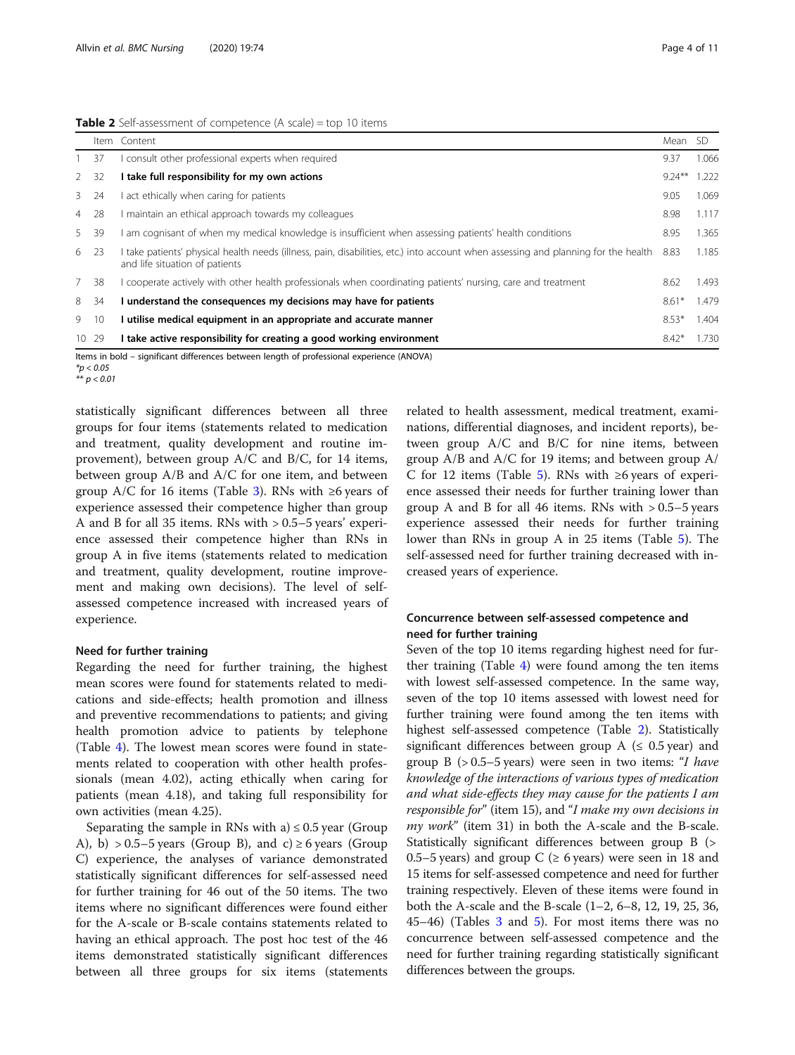**Table 2** Self-assessment of competence (A scale) = top 10 items

| | Item | Content | Mean | SD |
|---|---|---|---|---|
| 1 | 37 | I consult other professional experts when required | 9.37 | 1.066 |
| 2 | 32 | **I take full responsibility for my own actions** | 9.24** | 1.222 |
| 3 | 24 | I act ethically when caring for patients | 9.05 | 1.069 |
| 4 | 28 | I maintain an ethical approach towards my colleagues | 8.98 | 1.117 |
| 5 | 39 | I am cognisant of when my medical knowledge is insufficient when assessing patients' health conditions | 8.95 | 1.365 |
| 6 | 23 | I take patients' physical health needs (illness, pain, disabilities, etc.) into account when assessing and planning for the health and life situation of patients | 8.83 | 1.185 |
| 7 | 38 | I cooperate actively with other health professionals when coordinating patients' nursing, care and treatment | 8.62 | 1.493 |
| 8 | 34 | **I understand the consequences my decisions may have for patients** | 8.61* | 1.479 |
| 9 | 10 | **I utilise medical equipment in an appropriate and accurate manner** | 8.53* | 1.404 |
| 10 | 29 | **I take active responsibility for creating a good working environment** | 8.42* | 1.730 |

Items in bold – significant differences between length of professional experience (ANOVA)
*$p < 0.05$
** $p < 0.01$

statistically significant differences between all three groups for four items (statements related to medication and treatment, quality development and routine improvement), between group A/C and B/C, for 14 items, between group A/B and A/C for one item, and between group A/C for 16 items (Table 3). RNs with ≥6 years of experience assessed their competence higher than group A and B for all 35 items. RNs with > 0.5–5 years' experience assessed their competence higher than RNs in group A in five items (statements related to medication and treatment, quality development, routine improvement and making own decisions). The level of self-assessed competence increased with increased years of experience.

### Need for further training

Regarding the need for further training, the highest mean scores were found for statements related to medications and side-effects; health promotion and illness and preventive recommendations to patients; and giving health promotion advice to patients by telephone (Table 4). The lowest mean scores were found in statements related to cooperation with other health professionals (mean 4.02), acting ethically when caring for patients (mean 4.18), and taking full responsibility for own activities (mean 4.25).

Separating the sample in RNs with a) ≤ 0.5 year (Group A), b) > 0.5–5 years (Group B), and c) ≥ 6 years (Group C) experience, the analyses of variance demonstrated statistically significant differences for self-assessed need for further training for 46 out of the 50 items. The two items where no significant differences were found either for the A-scale or B-scale contains statements related to having an ethical approach. The post hoc test of the 46 items demonstrated statistically significant differences between all three groups for six items (statements related to health assessment, medical treatment, examinations, differential diagnoses, and incident reports), between group A/C and B/C for nine items, between group A/B and A/C for 19 items; and between group A/C for 12 items (Table 5). RNs with ≥6 years of experience assessed their needs for further training lower than group A and B for all 46 items. RNs with > 0.5–5 years experience assessed their needs for further training lower than RNs in group A in 25 items (Table 5). The self-assessed need for further training decreased with increased years of experience.

### Concurrence between self-assessed competence and need for further training

Seven of the top 10 items regarding highest need for further training (Table 4) were found among the ten items with lowest self-assessed competence. In the same way, seven of the top 10 items assessed with lowest need for further training were found among the ten items with highest self-assessed competence (Table 2). Statistically significant differences between group A (≤ 0.5 year) and group B (> 0.5–5 years) were seen in two items: "*I have knowledge of the interactions of various types of medication and what side-effects they may cause for the patients I am responsible for*" (item 15), and "*I make my own decisions in my work*" (item 31) in both the A-scale and the B-scale. Statistically significant differences between group B (> 0.5–5 years) and group C (≥ 6 years) were seen in 18 and 15 items for self-assessed competence and need for further training respectively. Eleven of these items were found in both the A-scale and the B-scale (1–2, 6–8, 12, 19, 25, 36, 45–46) (Tables 3 and 5). For most items there was no concurrence between self-assessed competence and the need for further training regarding statistically significant differences between the groups.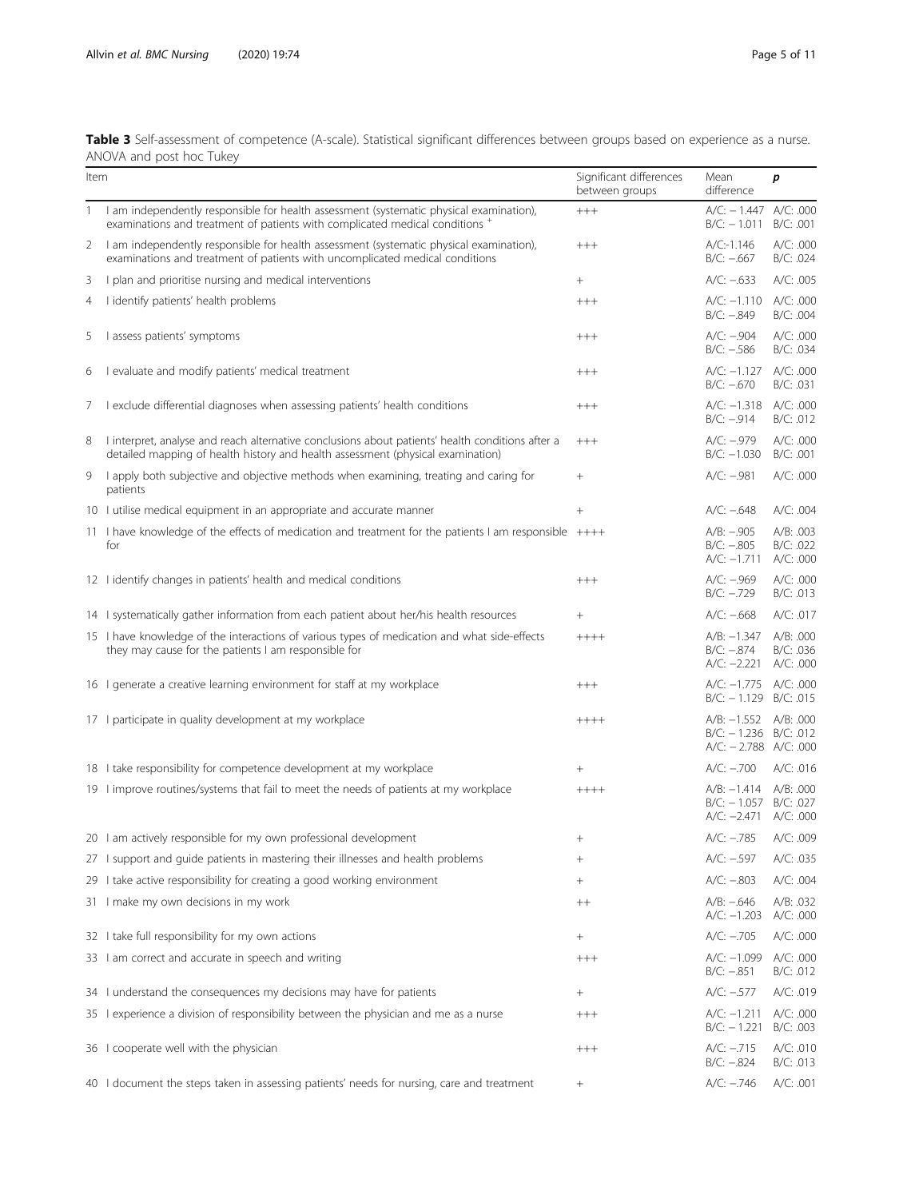**Table 3** Self-assessment of competence (A-scale). Statistical significant differences between groups based on experience as a nurse. ANOVA and post hoc Tukey

| Item | | Significant differences between groups | Mean difference | *p* |
|---|---|---|---|---|
| 1 | I am independently responsible for health assessment (systematic physical examination), examinations and treatment of patients with complicated medical conditions [+] | +++ | A/C: − 1.447<br>B/C: − 1.011 | A/C: .000<br>B/C: .001 |
| 2 | I am independently responsible for health assessment (systematic physical examination), examinations and treatment of patients with uncomplicated medical conditions | +++ | A/C:-1.146<br>B/C: −.667 | A/C: .000<br>B/C: .024 |
| 3 | I plan and prioritise nursing and medical interventions | + | A/C: −.633 | A/C: .005 |
| 4 | I identify patients' health problems | +++ | A/C: −1.110<br>B/C: −.849 | A/C: .000<br>B/C: .004 |
| 5 | I assess patients' symptoms | +++ | A/C: −.904<br>B/C: −.586 | A/C: .000<br>B/C: .034 |
| 6 | I evaluate and modify patients' medical treatment | +++ | A/C: −1.127<br>B/C: −.670 | A/C: .000<br>B/C: .031 |
| 7 | I exclude differential diagnoses when assessing patients' health conditions | +++ | A/C: −1.318<br>B/C: −.914 | A/C: .000<br>B/C: .012 |
| 8 | I interpret, analyse and reach alternative conclusions about patients' health conditions after a detailed mapping of health history and health assessment (physical examination) | +++ | A/C: −.979<br>B/C: −1.030 | A/C: .000<br>B/C: .001 |
| 9 | I apply both subjective and objective methods when examining, treating and caring for patients | + | A/C: −.981 | A/C: .000 |
| 10 | I utilise medical equipment in an appropriate and accurate manner | + | A/C: −.648 | A/C: .004 |
| 11 | I have knowledge of the effects of medication and treatment for the patients I am responsible for | ++++ | A/B: −.905<br>B/C: −.805<br>A/C: −1.711 | A/B: .003<br>B/C: .022<br>A/C: .000 |
| 12 | I identify changes in patients' health and medical conditions | +++ | A/C: −.969<br>B/C: −.729 | A/C: .000<br>B/C: .013 |
| 14 | I systematically gather information from each patient about her/his health resources | + | A/C: −.668 | A/C: .017 |
| 15 | I have knowledge of the interactions of various types of medication and what side-effects they may cause for the patients I am responsible for | ++++ | A/B: −1.347<br>B/C: −.874<br>A/C: −2.221 | A/B: .000<br>B/C: .036<br>A/C: .000 |
| 16 | I generate a creative learning environment for staff at my workplace | +++ | A/C: −1.775<br>B/C: − 1.129 | A/C: .000<br>B/C: .015 |
| 17 | I participate in quality development at my workplace | ++++ | A/B: −1.552<br>B/C: − 1.236<br>A/C: − 2.788 | A/B: .000<br>B/C: .012<br>A/C: .000 |
| 18 | I take responsibility for competence development at my workplace | + | A/C: −.700 | A/C: .016 |
| 19 | I improve routines/systems that fail to meet the needs of patients at my workplace | ++++ | A/B: −1.414<br>B/C: − 1.057<br>A/C: −2.471 | A/B: .000<br>B/C: .027<br>A/C: .000 |
| 20 | I am actively responsible for my own professional development | + | A/C: −.785 | A/C: .009 |
| 27 | I support and guide patients in mastering their illnesses and health problems | + | A/C: −.597 | A/C: .035 |
| 29 | I take active responsibility for creating a good working environment | + | A/C: −.803 | A/C: .004 |
| 31 | I make my own decisions in my work | ++ | A/B: −.646<br>A/C: −1.203 | A/B: .032<br>A/C: .000 |
| 32 | I take full responsibility for my own actions | + | A/C: −.705 | A/C: .000 |
| 33 | I am correct and accurate in speech and writing | +++ | A/C: −1.099<br>B/C: −.851 | A/C: .000<br>B/C: .012 |
| 34 | I understand the consequences my decisions may have for patients | + | A/C: −.577 | A/C: .019 |
| 35 | I experience a division of responsibility between the physician and me as a nurse | +++ | A/C: −1.211<br>B/C: − 1.221 | A/C: .000<br>B/C: .003 |
| 36 | I cooperate well with the physician | +++ | A/C: −.715<br>B/C: −.824 | A/C: .010<br>B/C: .013 |
| 40 | I document the steps taken in assessing patients' needs for nursing, care and treatment | + | A/C: −.746 | A/C: .001 |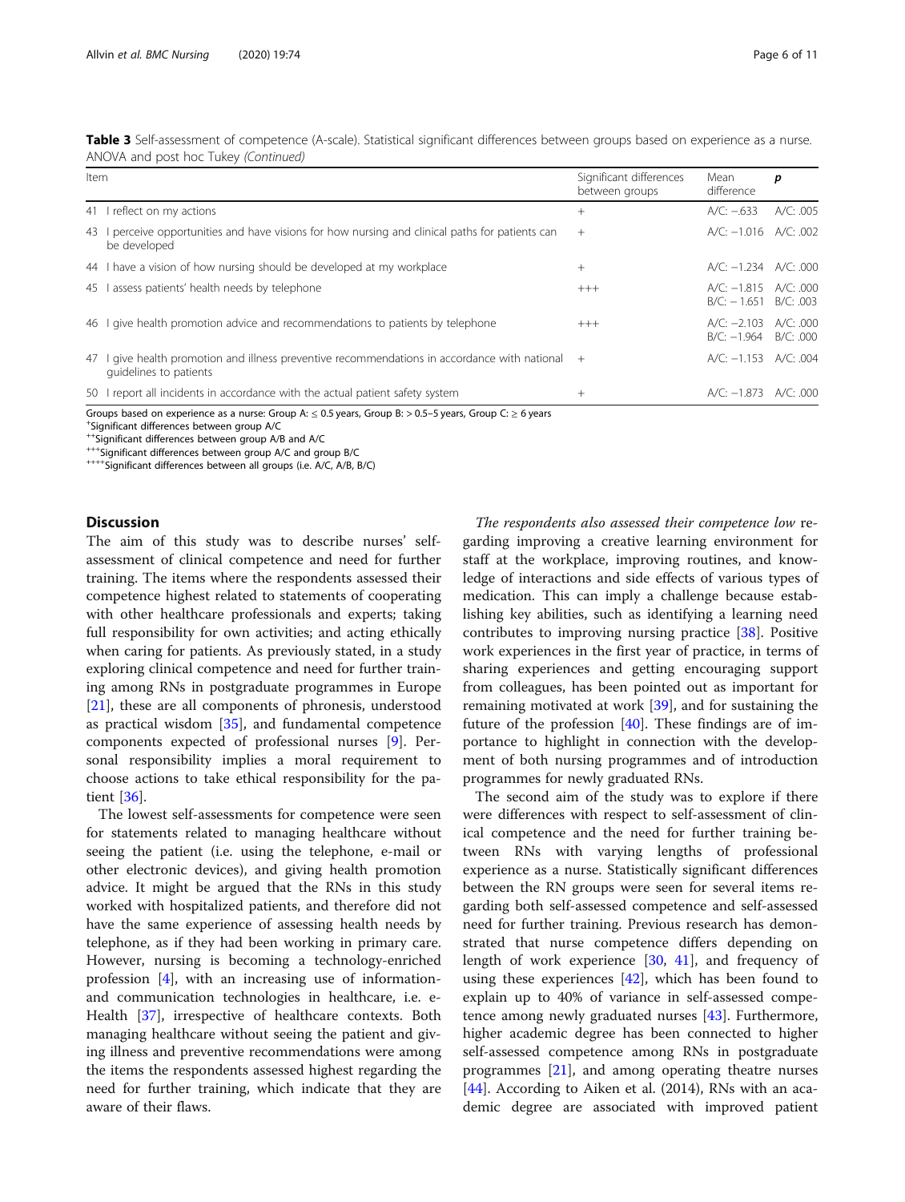**Table 3** Self-assessment of competence (A-scale). Statistical significant differences between groups based on experience as a nurse. ANOVA and post hoc Tukey *(Continued)*

| Item | Significant differences between groups | Mean difference | *p* |
|---|---|---|---|
| 41 I reflect on my actions | + | A/C: −.633 | A/C: .005 |
| 43 I perceive opportunities and have visions for how nursing and clinical paths for patients can be developed | + | A/C: −1.016 | A/C: .002 |
| 44 I have a vision of how nursing should be developed at my workplace | + | A/C: −1.234 | A/C: .000 |
| 45 I assess patients' health needs by telephone | +++ | A/C: −1.815 B/C: − 1.651 | A/C: .000 B/C: .003 |
| 46 I give health promotion advice and recommendations to patients by telephone | +++ | A/C: −2.103 B/C: −1.964 | A/C: .000 B/C: .000 |
| 47 I give health promotion and illness preventive recommendations in accordance with national guidelines to patients | + | A/C: −1.153 | A/C: .004 |
| 50 I report all incidents in accordance with the actual patient safety system | + | A/C: −1.873 | A/C: .000 |

Groups based on experience as a nurse: Group A: ≤ 0.5 years, Group B: > 0.5–5 years, Group C: ≥ 6 years
[+]Significant differences between group A/C
[++]Significant differences between group A/B and A/C
[+++]Significant differences between group A/C and group B/C
[++++]Significant differences between all groups (i.e. A/C, A/B, B/C)

## Discussion

The aim of this study was to describe nurses' self-assessment of clinical competence and need for further training. The items where the respondents assessed their competence highest related to statements of cooperating with other healthcare professionals and experts; taking full responsibility for own activities; and acting ethically when caring for patients. As previously stated, in a study exploring clinical competence and need for further training among RNs in postgraduate programmes in Europe [21], these are all components of phronesis, understood as practical wisdom [35], and fundamental competence components expected of professional nurses [9]. Personal responsibility implies a moral requirement to choose actions to take ethical responsibility for the patient [36].

The lowest self-assessments for competence were seen for statements related to managing healthcare without seeing the patient (i.e. using the telephone, e-mail or other electronic devices), and giving health promotion advice. It might be argued that the RNs in this study worked with hospitalized patients, and therefore did not have the same experience of assessing health needs by telephone, as if they had been working in primary care. However, nursing is becoming a technology-enriched profession [4], with an increasing use of information- and communication technologies in healthcare, i.e. e-Health [37], irrespective of healthcare contexts. Both managing healthcare without seeing the patient and giving illness and preventive recommendations were among the items the respondents assessed highest regarding the need for further training, which indicate that they are aware of their flaws.

*The respondents also assessed their competence low* regarding improving a creative learning environment for staff at the workplace, improving routines, and knowledge of interactions and side effects of various types of medication. This can imply a challenge because establishing key abilities, such as identifying a learning need contributes to improving nursing practice [38]. Positive work experiences in the first year of practice, in terms of sharing experiences and getting encouraging support from colleagues, has been pointed out as important for remaining motivated at work [39], and for sustaining the future of the profession [40]. These findings are of importance to highlight in connection with the development of both nursing programmes and of introduction programmes for newly graduated RNs.

The second aim of the study was to explore if there were differences with respect to self-assessment of clinical competence and the need for further training between RNs with varying lengths of professional experience as a nurse. Statistically significant differences between the RN groups were seen for several items regarding both self-assessed competence and self-assessed need for further training. Previous research has demonstrated that nurse competence differs depending on length of work experience [30, 41], and frequency of using these experiences [42], which has been found to explain up to 40% of variance in self-assessed competence among newly graduated nurses [43]. Furthermore, higher academic degree has been connected to higher self-assessed competence among RNs in postgraduate programmes [21], and among operating theatre nurses [44]. According to Aiken et al. (2014), RNs with an academic degree are associated with improved patient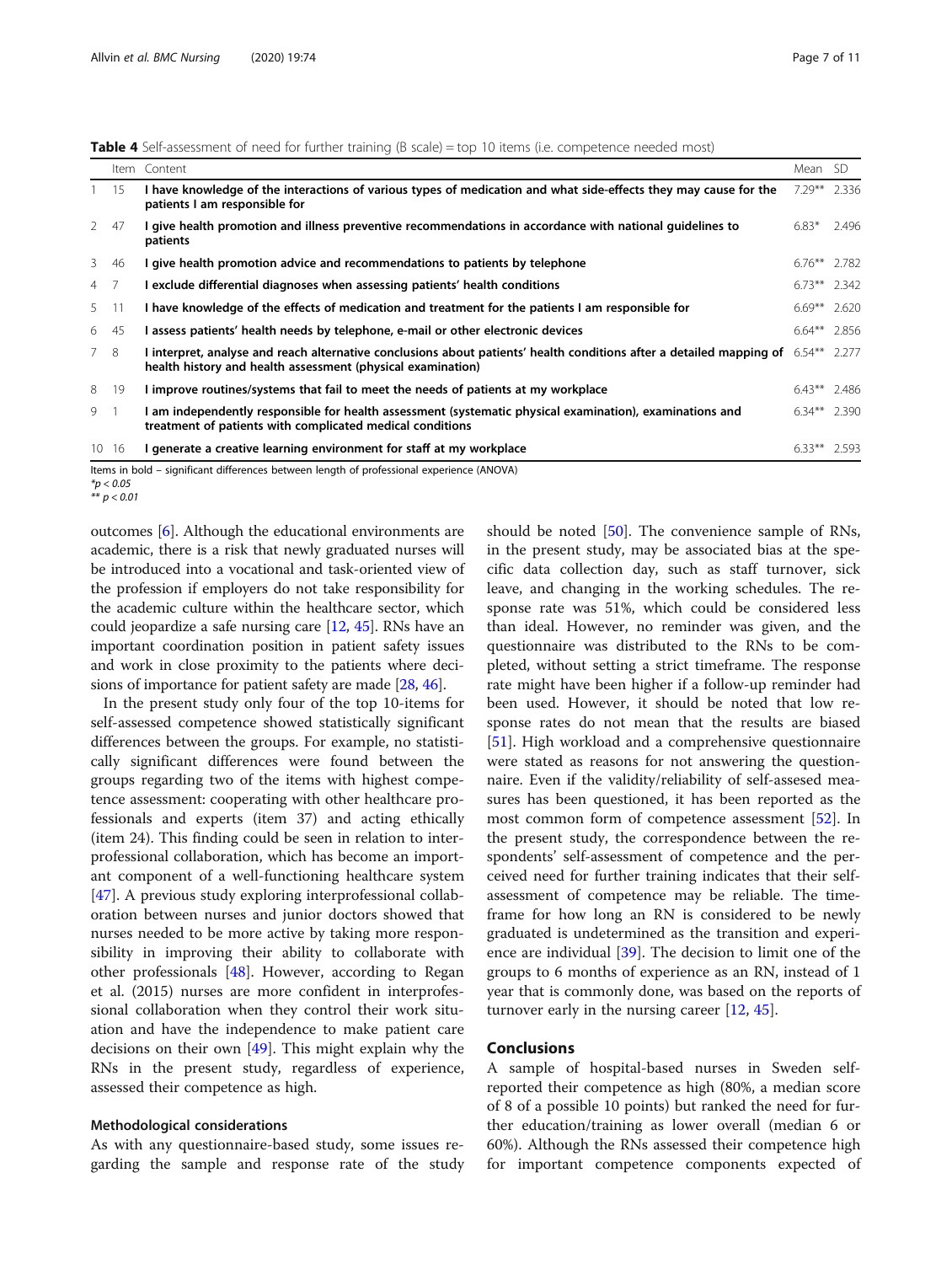**Table 4** Self-assessment of need for further training (B scale) = top 10 items (i.e. competence needed most)

| | Item | Content | Mean | SD |
|---|---|---|---|---|
| 1 | 15 | **I have knowledge of the interactions of various types of medication and what side-effects they may cause for the patients I am responsible for** | 7.29** | 2.336 |
| 2 | 47 | **I give health promotion and illness preventive recommendations in accordance with national guidelines to patients** | 6.83* | 2.496 |
| 3 | 46 | **I give health promotion advice and recommendations to patients by telephone** | 6.76** | 2.782 |
| 4 | 7 | **I exclude differential diagnoses when assessing patients' health conditions** | 6.73** | 2.342 |
| 5 | 11 | **I have knowledge of the effects of medication and treatment for the patients I am responsible for** | 6.69** | 2.620 |
| 6 | 45 | **I assess patients' health needs by telephone, e-mail or other electronic devices** | 6.64** | 2.856 |
| 7 | 8 | **I interpret, analyse and reach alternative conclusions about patients' health conditions after a detailed mapping of health history and health assessment (physical examination)** | 6.54** | 2.277 |
| 8 | 19 | **I improve routines/systems that fail to meet the needs of patients at my workplace** | 6.43** | 2.486 |
| 9 | 1 | **I am independently responsible for health assessment (systematic physical examination), examinations and treatment of patients with complicated medical conditions** | 6.34** | 2.390 |
| 10 | 16 | **I generate a creative learning environment for staff at my workplace** | 6.33** | 2.593 |

Items in bold – significant differences between length of professional experience (ANOVA)
*$p < 0.05$
** $p < 0.01$

outcomes [6]. Although the educational environments are academic, there is a risk that newly graduated nurses will be introduced into a vocational and task-oriented view of the profession if employers do not take responsibility for the academic culture within the healthcare sector, which could jeopardize a safe nursing care [12, 45]. RNs have an important coordination position in patient safety issues and work in close proximity to the patients where decisions of importance for patient safety are made [28, 46].

In the present study only four of the top 10-items for self-assessed competence showed statistically significant differences between the groups. For example, no statistically significant differences were found between the groups regarding two of the items with highest competence assessment: cooperating with other healthcare professionals and experts (item 37) and acting ethically (item 24). This finding could be seen in relation to interprofessional collaboration, which has become an important component of a well-functioning healthcare system [47]. A previous study exploring interprofessional collaboration between nurses and junior doctors showed that nurses needed to be more active by taking more responsibility in improving their ability to collaborate with other professionals [48]. However, according to Regan et al. (2015) nurses are more confident in interprofessional collaboration when they control their work situation and have the independence to make patient care decisions on their own [49]. This might explain why the RNs in the present study, regardless of experience, assessed their competence as high.

### Methodological considerations

As with any questionnaire-based study, some issues regarding the sample and response rate of the study should be noted [50]. The convenience sample of RNs, in the present study, may be associated bias at the specific data collection day, such as staff turnover, sick leave, and changing in the working schedules. The response rate was 51%, which could be considered less than ideal. However, no reminder was given, and the questionnaire was distributed to the RNs to be completed, without setting a strict timeframe. The response rate might have been higher if a follow-up reminder had been used. However, it should be noted that low response rates do not mean that the results are biased [51]. High workload and a comprehensive questionnaire were stated as reasons for not answering the questionnaire. Even if the validity/reliability of self-assessed measures has been questioned, it has been reported as the most common form of competence assessment [52]. In the present study, the correspondence between the respondents' self-assessment of competence and the perceived need for further training indicates that their self-assessment of competence may be reliable. The timeframe for how long an RN is considered to be newly graduated is undetermined as the transition and experience are individual [39]. The decision to limit one of the groups to 6 months of experience as an RN, instead of 1 year that is commonly done, was based on the reports of turnover early in the nursing career [12, 45].

## Conclusions

A sample of hospital-based nurses in Sweden self-reported their competence as high (80%, a median score of 8 of a possible 10 points) but ranked the need for further education/training as lower overall (median 6 or 60%). Although the RNs assessed their competence high for important competence components expected of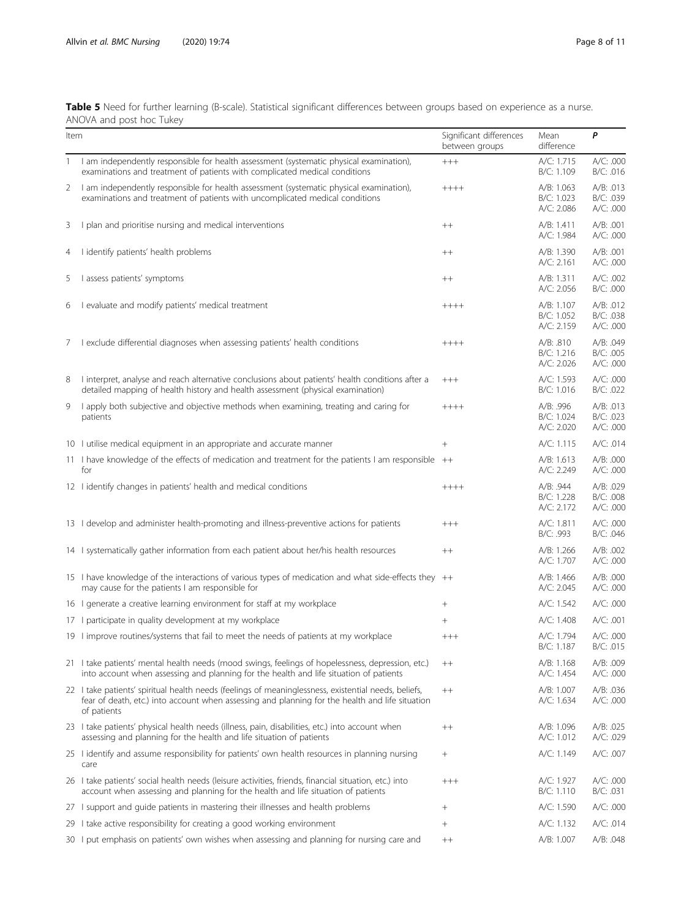**Table 5** Need for further learning (B-scale). Statistical significant differences between groups based on experience as a nurse. ANOVA and post hoc Tukey

| Item | | Significant differences between groups | Mean difference | *P* |
|---|---|---|---|---|
| 1 | I am independently responsible for health assessment (systematic physical examination), examinations and treatment of patients with complicated medical conditions | +++ | A/C: 1.715<br>B/C: 1.109 | A/C: .000<br>B/C: .016 |
| 2 | I am independently responsible for health assessment (systematic physical examination), examinations and treatment of patients with uncomplicated medical conditions | ++++ | A/B: 1.063<br>B/C: 1.023<br>A/C: 2.086 | A/B: .013<br>B/C: .039<br>A/C: .000 |
| 3 | I plan and prioritise nursing and medical interventions | ++ | A/B: 1.411<br>A/C: 1.984 | A/B: .001<br>A/C: .000 |
| 4 | I identify patients' health problems | ++ | A/B: 1.390<br>A/C: 2.161 | A/B: .001<br>A/C: .000 |
| 5 | I assess patients' symptoms | ++ | A/B: 1.311<br>A/C: 2.056 | A/C: .002<br>B/C: .000 |
| 6 | I evaluate and modify patients' medical treatment | ++++ | A/B: 1.107<br>B/C: 1.052<br>A/C: 2.159 | A/B: .012<br>B/C: .038<br>A/C: .000 |
| 7 | I exclude differential diagnoses when assessing patients' health conditions | ++++ | A/B: .810<br>B/C: 1.216<br>A/C: 2.026 | A/B: .049<br>B/C: .005<br>A/C: .000 |
| 8 | I interpret, analyse and reach alternative conclusions about patients' health conditions after a detailed mapping of health history and health assessment (physical examination) | +++ | A/C: 1.593<br>B/C: 1.016 | A/C: .000<br>B/C: .022 |
| 9 | I apply both subjective and objective methods when examining, treating and caring for patients | ++++ | A/B: .996<br>B/C: 1.024<br>A/C: 2.020 | A/B: .013<br>B/C: .023<br>A/C: .000 |
| 10 | I utilise medical equipment in an appropriate and accurate manner | + | A/C: 1.115 | A/C: .014 |
| 11 | I have knowledge of the effects of medication and treatment for the patients I am responsible for | ++ | A/B: 1.613<br>A/C: 2.249 | A/B: .000<br>A/C: .000 |
| 12 | I identify changes in patients' health and medical conditions | ++++ | A/B: .944<br>B/C: 1.228<br>A/C: 2.172 | A/B: .029<br>B/C: .008<br>A/C: .000 |
| 13 | I develop and administer health-promoting and illness-preventive actions for patients | +++ | A/C: 1.811<br>B/C: .993 | A/C: .000<br>B/C: .046 |
| 14 | I systematically gather information from each patient about her/his health resources | ++ | A/B: 1.266<br>A/C: 1.707 | A/B: .002<br>A/C: .000 |
| 15 | I have knowledge of the interactions of various types of medication and what side-effects they may cause for the patients I am responsible for | ++ | A/B: 1.466<br>A/C: 2.045 | A/B: .000<br>A/C: .000 |
| 16 | I generate a creative learning environment for staff at my workplace | + | A/C: 1.542 | A/C: .000 |
| 17 | I participate in quality development at my workplace | + | A/C: 1.408 | A/C: .001 |
| 19 | I improve routines/systems that fail to meet the needs of patients at my workplace | +++ | A/C: 1.794<br>B/C: 1.187 | A/C: .000<br>B/C: .015 |
| 21 | I take patients' mental health needs (mood swings, feelings of hopelessness, depression, etc.) into account when assessing and planning for the health and life situation of patients | ++ | A/B: 1.168<br>A/C: 1.454 | A/B: .009<br>A/C: .000 |
| 22 | I take patients' spiritual health needs (feelings of meaninglessness, existential needs, beliefs, fear of death, etc.) into account when assessing and planning for the health and life situation of patients | ++ | A/B: 1.007<br>A/C: 1.634 | A/B: .036<br>A/C: .000 |
| 23 | I take patients' physical health needs (illness, pain, disabilities, etc.) into account when assessing and planning for the health and life situation of patients | ++ | A/B: 1.096<br>A/C: 1.012 | A/B: .025<br>A/C: .029 |
| 25 | I identify and assume responsibility for patients' own health resources in planning nursing care | + | A/C: 1.149 | A/C: .007 |
| 26 | I take patients' social health needs (leisure activities, friends, financial situation, etc.) into account when assessing and planning for the health and life situation of patients | +++ | A/C: 1.927<br>B/C: 1.110 | A/C: .000<br>B/C: .031 |
| 27 | I support and guide patients in mastering their illnesses and health problems | + | A/C: 1.590 | A/C: .000 |
| 29 | I take active responsibility for creating a good working environment | + | A/C: 1.132 | A/C: .014 |
| 30 | I put emphasis on patients' own wishes when assessing and planning for nursing care and | ++ | A/B: 1.007 | A/B: .048 |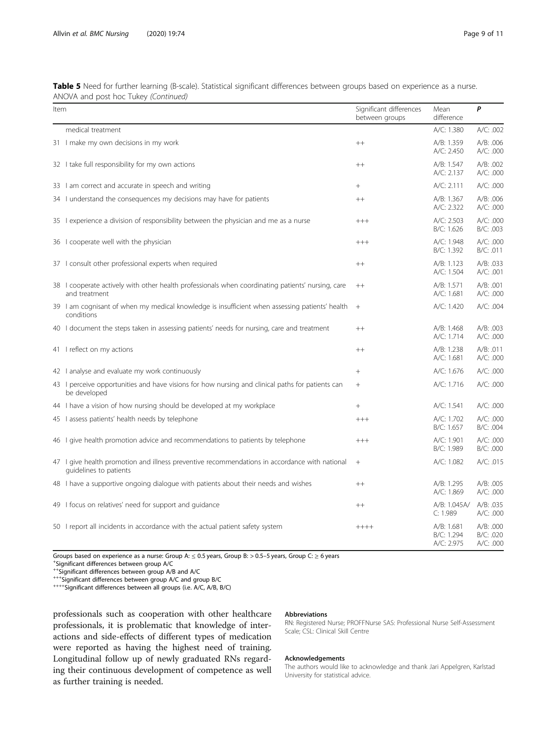**Table 5** Need for further learning (B-scale). Statistical significant differences between groups based on experience as a nurse. ANOVA and post hoc Tukey *(Continued)*

| Item | Significant differences between groups | Mean difference | *P* |
|---|---|---|---|
| medical treatment | | A/C: 1.380 | A/C: .002 |
| 31 I make my own decisions in my work | ++ | A/B: 1.359<br>A/C: 2.450 | A/B: .006<br>A/C: .000 |
| 32 I take full responsibility for my own actions | ++ | A/B: 1.547<br>A/C: 2.137 | A/B: .002<br>A/C: .000 |
| 33 I am correct and accurate in speech and writing | + | A/C: 2.111 | A/C: .000 |
| 34 I understand the consequences my decisions may have for patients | ++ | A/B: 1.367<br>A/C: 2.322 | A/B: .006<br>A/C: .000 |
| 35 I experience a division of responsibility between the physician and me as a nurse | +++ | A/C: 2.503<br>B/C: 1.626 | A/C: .000<br>B/C: .003 |
| 36 I cooperate well with the physician | +++ | A/C: 1.948<br>B/C: 1.392 | A/C: .000<br>B/C: .011 |
| 37 I consult other professional experts when required | ++ | A/B: 1.123<br>A/C: 1.504 | A/B: .033<br>A/C: .001 |
| 38 I cooperate actively with other health professionals when coordinating patients' nursing, care and treatment | ++ | A/B: 1.571<br>A/C: 1.681 | A/B: .001<br>A/C: .000 |
| 39 I am cognisant of when my medical knowledge is insufficient when assessing patients' health conditions | + | A/C: 1.420 | A/C: .004 |
| 40 I document the steps taken in assessing patients' needs for nursing, care and treatment | ++ | A/B: 1.468<br>A/C: 1.714 | A/B: .003<br>A/C: .000 |
| 41 I reflect on my actions | ++ | A/B: 1.238<br>A/C: 1.681 | A/B: .011<br>A/C: .000 |
| 42 I analyse and evaluate my work continuously | + | A/C: 1.676 | A/C: .000 |
| 43 I perceive opportunities and have visions for how nursing and clinical paths for patients can be developed | + | A/C: 1.716 | A/C: .000 |
| 44 I have a vision of how nursing should be developed at my workplace | + | A/C: 1.541 | A/C: .000 |
| 45 I assess patients' health needs by telephone | +++ | A/C: 1.702<br>B/C: 1.657 | A/C: .000<br>B/C: .004 |
| 46 I give health promotion advice and recommendations to patients by telephone | +++ | A/C: 1.901<br>B/C: 1.989 | A/C: .000<br>B/C: .000 |
| 47 I give health promotion and illness preventive recommendations in accordance with national guidelines to patients | + | A/C: 1.082 | A/C: .015 |
| 48 I have a supportive ongoing dialogue with patients about their needs and wishes | ++ | A/B: 1.295<br>A/C: 1.869 | A/B: .005<br>A/C: .000 |
| 49 I focus on relatives' need for support and guidance | ++ | A/B: 1.045A/<br>C: 1.989 | A/B: .035<br>A/C: .000 |
| 50 I report all incidents in accordance with the actual patient safety system | ++++ | A/B: 1.681<br>B/C: 1.294<br>A/C: 2.975 | A/B: .000<br>B/C: .020<br>A/C: .000 |

Groups based on experience as a nurse: Group A: ≤ 0.5 years, Group B: > 0.5–5 years, Group C: ≥ 6 years
[+]Significant differences between group A/C
[++]Significant differences between group A/B and A/C
[+++]Significant differences between group A/C and group B/C
[++++]Significant differences between all groups (i.e. A/C, A/B, B/C)

professionals such as cooperation with other healthcare professionals, it is problematic that knowledge of interactions and side-effects of different types of medication were reported as having the highest need of training. Longitudinal follow up of newly graduated RNs regarding their continuous development of competence as well as further training is needed.

### Abbreviations

RN: Registered Nurse; PROFFNurse SAS: Professional Nurse Self-Assessment Scale; CSL: Clinical Skill Centre

### Acknowledgements

The authors would like to acknowledge and thank Jari Appelgren, Karlstad University for statistical advice.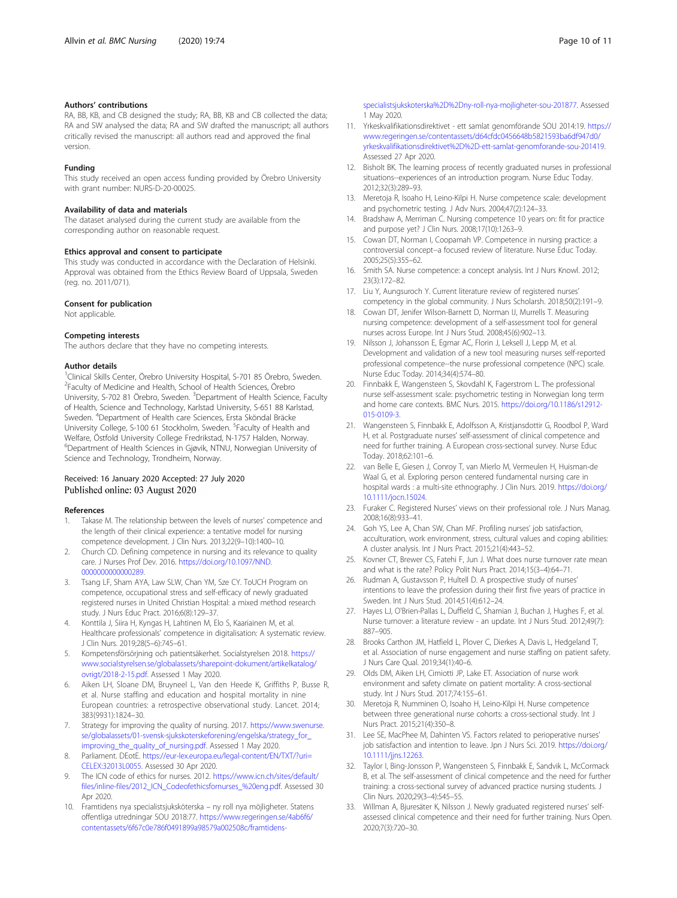### Authors' contributions

RA, BB, KB, and CB designed the study; RA, BB, KB and CB collected the data; RA and SW analysed the data; RA and SW drafted the manuscript; all authors critically revised the manuscript: all authors read and approved the final version.

### Funding

This study received an open access funding provided by Örebro University with grant number: NURS-D-20-00025.

### Availability of data and materials

The dataset analysed during the current study are available from the corresponding author on reasonable request.

### Ethics approval and consent to participate

This study was conducted in accordance with the Declaration of Helsinki. Approval was obtained from the Ethics Review Board of Uppsala, Sweden (reg. no. 2011/071).

### Consent for publication

Not applicable.

### Competing interests

The authors declare that they have no competing interests.

### Author details

[1]Clinical Skills Center, Örebro University Hospital, S-701 85 Örebro, Sweden. [2]Faculty of Medicine and Health, School of Health Sciences, Örebro University, S-702 81 Örebro, Sweden. [3]Department of Health Science, Faculty of Health, Science and Technology, Karlstad University, S-651 88 Karlstad, Sweden. [4]Department of Health care Sciences, Ersta Sköndal Bräcke University College, S-100 61 Stockholm, Sweden. [5]Faculty of Health and Welfare, Östfold University College Fredrikstad, N-1757 Halden, Norway. [6]Department of Health Sciences in Gjøvik, NTNU, Norwegian University of Science and Technology, Trondheim, Norway.

Received: 16 January 2020 Accepted: 27 July 2020
Published online: 03 August 2020

### References

1. Takase M. The relationship between the levels of nurses' competence and the length of their clinical experience: a tentative model for nursing competence development. J Clin Nurs. 2013;22(9–10):1400–10.
2. Church CD. Defining competence in nursing and its relevance to quality care. J Nurses Prof Dev. 2016. https://doi.org/10.1097/NND.0000000000000289.
3. Tsang LF, Sham AYA, Law SLW, Chan YM, Sze CY. ToUCH Program on competence, occupational stress and self-efficacy of newly graduated registered nurses in United Christian Hospital: a mixed method research study. J Nurs Educ Pract. 2016;6(8):129–37.
4. Konttila J, Siira H, Kyngas H, Lahtinen M, Elo S, Kaariainen M, et al. Healthcare professionals' competence in digitalisation: A systematic review. J Clin Nurs. 2019;28(5–6):745–61.
5. Kompetensförsörjning och patientsäkerhet. Socialstyrelsen 2018. https://www.socialstyrelsen.se/globalassets/sharepoint-dokument/artikelkatalog/ovrigt/2018-2-15.pdf. Assessed 1 May 2020.
6. Aiken LH, Sloane DM, Bruyneel L, Van den Heede K, Griffiths P, Busse R, et al. Nurse staffing and education and hospital mortality in nine European countries: a retrospective observational study. Lancet. 2014; 383(9931):1824–30.
7. Strategy for improving the quality of nursing. 2017. https://www.swenurse.se/globalassets/01-svensk-sjukskoterskeforening/engelska/strategy_for_improving_the_quality_of_nursing.pdf. Assessed 1 May 2020.
8. Parliament. DEotE. https://eur-lex.europa.eu/legal-content/EN/TXT/?uri=CELEX:32013L0055. Assessed 30 Apr 2020.
9. The ICN code of ethics for nurses. 2012. https://www.icn.ch/sites/default/files/inline-files/2012_ICN_Codeofethicsfornurses_%20eng.pdf. Assessed 30 Apr 2020.
10. Framtidens nya specialistsjuksköterska – ny roll nya möjligheter. Statens offentliga utredningar SOU 2018:77. https://www.regeringen.se/4ab6f6/contentassets/6f67c0e786f0491899a98579a002508c/framtidens-specialistsjukskoterska%2D%2Dny-roll-nya-mojligheter-sou-201877. Assessed 1 May 2020.
11. Yrkeskvalifikationsdirektivet - ett samlat genomförande SOU 2014:19. https://www.regeringen.se/contentassets/d64cfdc0456648b5821593ba6df947d0/yrkeskvalifikationsdirektivet%2D%2D-ett-samlat-genomforande-sou-201419. Assessed 27 Apr 2020.
12. Bisholt BK. The learning process of recently graduated nurses in professional situations--experiences of an introduction program. Nurse Educ Today. 2012;32(3):289–93.
13. Meretoja R, Isoaho H, Leino-Kilpi H. Nurse competence scale: development and psychometric testing. J Adv Nurs. 2004;47(2):124–33.
14. Bradshaw A, Merriman C. Nursing competence 10 years on: fit for practice and purpose yet? J Clin Nurs. 2008;17(10):1263–9.
15. Cowan DT, Norman I, Coopamah VP. Competence in nursing practice: a controversial concept--a focused review of literature. Nurse Educ Today. 2005;25(5):355–62.
16. Smith SA. Nurse competence: a concept analysis. Int J Nurs Knowl. 2012; 23(3):172–82.
17. Liu Y, Aungsuroch Y. Current literature review of registered nurses' competency in the global community. J Nurs Scholarsh. 2018;50(2):191–9.
18. Cowan DT, Jenifer Wilson-Barnett D, Norman IJ, Murrells T. Measuring nursing competence: development of a self-assessment tool for general nurses across Europe. Int J Nurs Stud. 2008;45(6):902–13.
19. Nilsson J, Johansson E, Egmar AC, Florin J, Leksell J, Lepp M, et al. Development and validation of a new tool measuring nurses self-reported professional competence--the nurse professional competence (NPC) scale. Nurse Educ Today. 2014;34(4):574–80.
20. Finnbakk E, Wangensteen S, Skovdahl K, Fagerstrom L. The professional nurse self-assessment scale: psychometric testing in Norwegian long term and home care contexts. BMC Nurs. 2015. https://doi.org/10.1186/s12912-015-0109-3.
21. Wangensteen S, Finnbakk E, Adolfsson A, Kristjansdottir G, Roodbol P, Ward H, et al. Postgraduate nurses' self-assessment of clinical competence and need for further training. A European cross-sectional survey. Nurse Educ Today. 2018;62:101–6.
22. van Belle E, Giesen J, Conroy T, van Mierlo M, Vermeulen H, Huisman-de Waal G, et al. Exploring person centered fundamental nursing care in hospital wards : a multi-site ethnography. J Clin Nurs. 2019. https://doi.org/10.1111/jocn.15024.
23. Furaker C. Registered Nurses' views on their professional role. J Nurs Manag. 2008;16(8):933–41.
24. Goh YS, Lee A, Chan SW, Chan MF. Profiling nurses' job satisfaction, acculturation, work environment, stress, cultural values and coping abilities: A cluster analysis. Int J Nurs Pract. 2015;21(4):443–52.
25. Kovner CT, Brewer CS, Fatehi F, Jun J. What does nurse turnover rate mean and what is the rate? Policy Polit Nurs Pract. 2014;15(3–4):64–71.
26. Rudman A, Gustavsson P, Hultell D. A prospective study of nurses' intentions to leave the profession during their first five years of practice in Sweden. Int J Nurs Stud. 2014;51(4):612–24.
27. Hayes LJ, O'Brien-Pallas L, Duffield C, Shamian J, Buchan J, Hughes F, et al. Nurse turnover: a literature review - an update. Int J Nurs Stud. 2012;49(7): 887–905.
28. Brooks Carthon JM, Hatfield L, Plover C, Dierkes A, Davis L, Hedgeland T, et al. Association of nurse engagement and nurse staffing on patient safety. J Nurs Care Qual. 2019;34(1):40–6.
29. Olds DM, Aiken LH, Cimiotti JP, Lake ET. Association of nurse work environment and safety climate on patient mortality: A cross-sectional study. Int J Nurs Stud. 2017;74:155–61.
30. Meretoja R, Numminen O, Isoaho H, Leino-Kilpi H. Nurse competence between three generational nurse cohorts: a cross-sectional study. Int J Nurs Pract. 2015;21(4):350–8.
31. Lee SE, MacPhee M, Dahinten VS. Factors related to perioperative nurses' job satisfaction and intention to leave. Jpn J Nurs Sci. 2019. https://doi.org/10.1111/jjns.12263.
32. Taylor I, Bing-Jonsson P, Wangensteen S, Finnbakk E, Sandvik L, McCormack B, et al. The self-assessment of clinical competence and the need for further training: a cross-sectional survey of advanced practice nursing students. J Clin Nurs. 2020;29(3–4):545–55.
33. Willman A, Bjuresäter K, Nilsson J. Newly graduated registered nurses' self-assessed clinical competence and their need for further training. Nurs Open. 2020;7(3):720–30.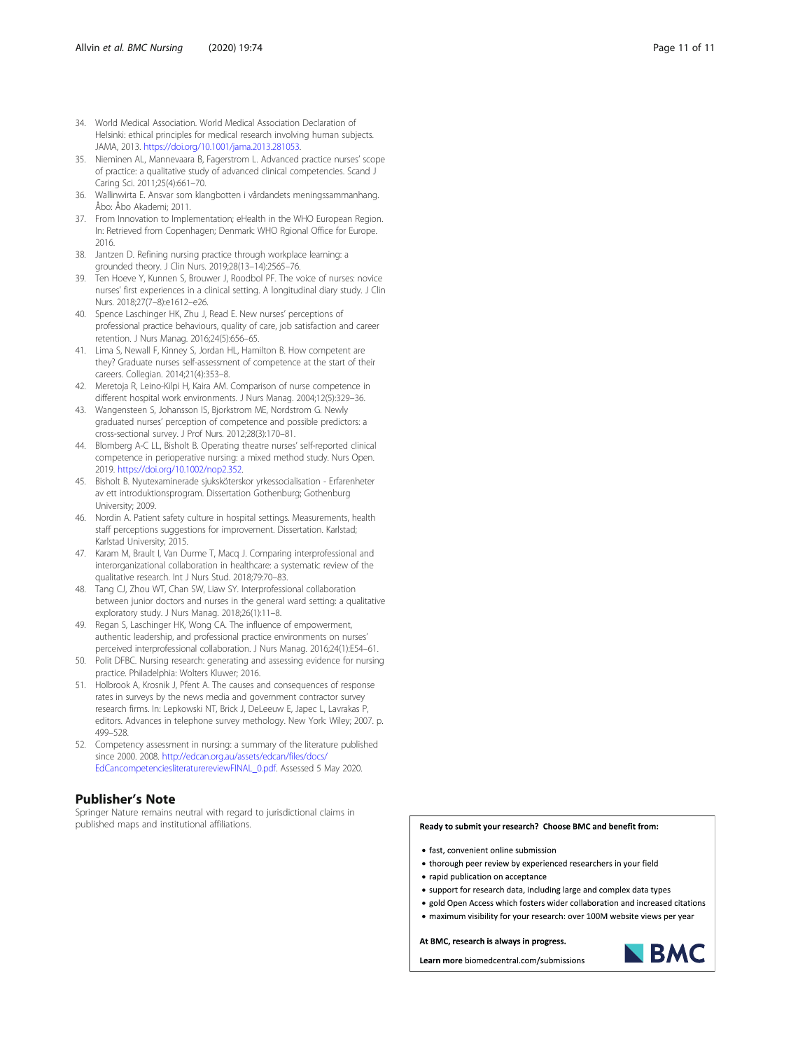34. World Medical Association. World Medical Association Declaration of Helsinki: ethical principles for medical research involving human subjects. JAMA, 2013. https://doi.org/10.1001/jama.2013.281053.
35. Nieminen AL, Mannevaara B, Fagerstrom L. Advanced practice nurses' scope of practice: a qualitative study of advanced clinical competencies. Scand J Caring Sci. 2011;25(4):661–70.
36. Wallinwirta E. Ansvar som klangbotten i vårdandets meningssammanhang. Åbo: Åbo Akademi; 2011.
37. From Innovation to Implementation; eHealth in the WHO European Region. In: Retrieved from Copenhagen; Denmark: WHO Rgional Office for Europe. 2016.
38. Jantzen D. Refining nursing practice through workplace learning: a grounded theory. J Clin Nurs. 2019;28(13–14):2565–76.
39. Ten Hoeve Y, Kunnen S, Brouwer J, Roodbol PF. The voice of nurses: novice nurses' first experiences in a clinical setting. A longitudinal diary study. J Clin Nurs. 2018;27(7–8):e1612–e26.
40. Spence Laschinger HK, Zhu J, Read E. New nurses' perceptions of professional practice behaviours, quality of care, job satisfaction and career retention. J Nurs Manag. 2016;24(5):656–65.
41. Lima S, Newall F, Kinney S, Jordan HL, Hamilton B. How competent are they? Graduate nurses self-assessment of competence at the start of their careers. Collegian. 2014;21(4):353–8.
42. Meretoja R, Leino-Kilpi H, Kaira AM. Comparison of nurse competence in different hospital work environments. J Nurs Manag. 2004;12(5):329–36.
43. Wangensteen S, Johansson IS, Bjorkstrom ME, Nordstrom G. Newly graduated nurses' perception of competence and possible predictors: a cross-sectional survey. J Prof Nurs. 2012;28(3):170–81.
44. Blomberg A-C LL, Bisholt B. Operating theatre nurses' self-reported clinical competence in perioperative nursing: a mixed method study. Nurs Open. 2019. https://doi.org/10.1002/nop2.352.
45. Bisholt B. Nyutexaminerade sjuksköterskor yrkessocialisation - Erfarenheter av ett introduktionsprogram. Dissertation Gothenburg; Gothenburg University; 2009.
46. Nordin A. Patient safety culture in hospital settings. Measurements, health staff perceptions suggestions for improvement. Dissertation. Karlstad; Karlstad University; 2015.
47. Karam M, Brault I, Van Durme T, Macq J. Comparing interprofessional and interorganizational collaboration in healthcare: a systematic review of the qualitative research. Int J Nurs Stud. 2018;79:70–83.
48. Tang CJ, Zhou WT, Chan SW, Liaw SY. Interprofessional collaboration between junior doctors and nurses in the general ward setting: a qualitative exploratory study. J Nurs Manag. 2018;26(1):11–8.
49. Regan S, Laschinger HK, Wong CA. The influence of empowerment, authentic leadership, and professional practice environments on nurses' perceived interprofessional collaboration. J Nurs Manag. 2016;24(1):E54–61.
50. Polit DFBC. Nursing research: generating and assessing evidence for nursing practice. Philadelphia: Wolters Kluwer; 2016.
51. Holbrook A, Krosnik J, Pfent A. The causes and consequences of response rates in surveys by the news media and government contractor survey research firms. In: Lepkowski NT, Brick J, DeLeeuw E, Japec L, Lavrakas P, editors. Advances in telephone survey methology. New York: Wiley; 2007. p. 499–528.
52. Competency assessment in nursing: a summary of the literature published since 2000. 2008. http://edcan.org.au/assets/edcan/files/docs/EdCancompetenciesliteraturereviewFINAL_0.pdf. Assessed 5 May 2020.

## Publisher's Note

Springer Nature remains neutral with regard to jurisdictional claims in published maps and institutional affiliations.

**Ready to submit your research? Choose BMC and benefit from:**

- fast, convenient online submission
- thorough peer review by experienced researchers in your field
- rapid publication on acceptance
- support for research data, including large and complex data types
- gold Open Access which fosters wider collaboration and increased citations
- maximum visibility for your research: over 100M website views per year

**At BMC, research is always in progress.**

**Learn more** biomedcentral.com/submissions

BMC